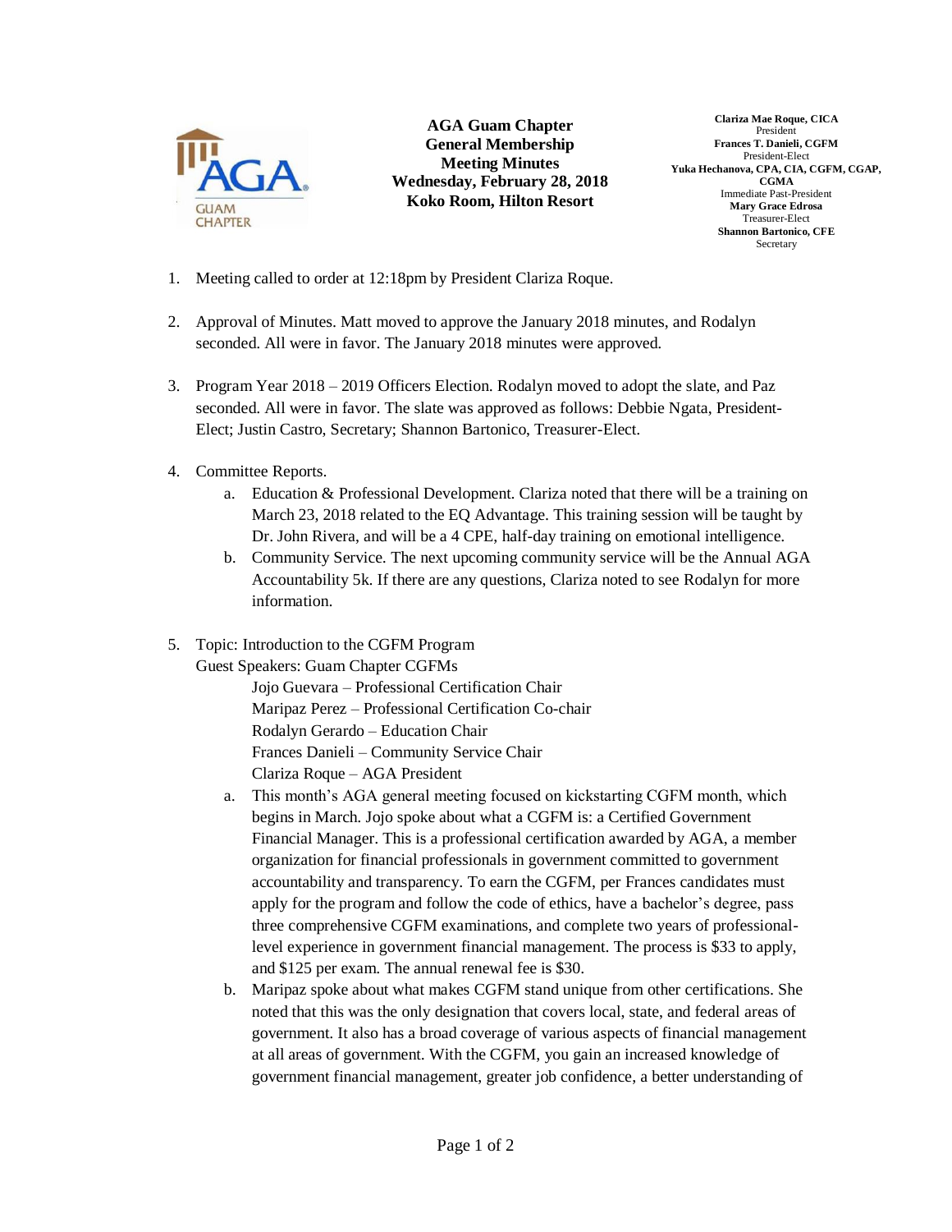**AGA Guam Chapter**
**General Membership**
**Meeting Minutes**
**Wednesday, February 28, 2018**
**Koko Room, Hilton Resort**

**Clariza Mae Roque, CICA**
President
**Frances T. Danieli, CGFM**
President-Elect
**Yuka Hechanova, CPA, CIA, CGFM, CGAP, CGMA**
Immediate Past-President
**Mary Grace Edrosa**
Treasurer-Elect
**Shannon Bartonico, CFE**
Secretary

1. Meeting called to order at 12:18pm by President Clariza Roque.

2. Approval of Minutes. Matt moved to approve the January 2018 minutes, and Rodalyn seconded. All were in favor. The January 2018 minutes were approved.

3. Program Year 2018 – 2019 Officers Election. Rodalyn moved to adopt the slate, and Paz seconded. All were in favor. The slate was approved as follows: Debbie Ngata, President-Elect; Justin Castro, Secretary; Shannon Bartonico, Treasurer-Elect.

4. Committee Reports.
   a. Education & Professional Development. Clariza noted that there will be a training on March 23, 2018 related to the EQ Advantage. This training session will be taught by Dr. John Rivera, and will be a 4 CPE, half-day training on emotional intelligence.
   b. Community Service. The next upcoming community service will be the Annual AGA Accountability 5k. If there are any questions, Clariza noted to see Rodalyn for more information.

5. Topic: Introduction to the CGFM Program
   Guest Speakers: Guam Chapter CGFMs
   Jojo Guevara – Professional Certification Chair
   Maripaz Perez – Professional Certification Co-chair
   Rodalyn Gerardo – Education Chair
   Frances Danieli – Community Service Chair
   Clariza Roque – AGA President
   a. This month's AGA general meeting focused on kickstarting CGFM month, which begins in March. Jojo spoke about what a CGFM is: a Certified Government Financial Manager. This is a professional certification awarded by AGA, a member organization for financial professionals in government committed to government accountability and transparency. To earn the CGFM, per Frances candidates must apply for the program and follow the code of ethics, have a bachelor's degree, pass three comprehensive CGFM examinations, and complete two years of professional-level experience in government financial management. The process is $33 to apply, and $125 per exam. The annual renewal fee is $30.
   b. Maripaz spoke about what makes CGFM stand unique from other certifications. She noted that this was the only designation that covers local, state, and federal areas of government. It also has a broad coverage of various aspects of financial management at all areas of government. With the CGFM, you gain an increased knowledge of government financial management, greater job confidence, a better understanding of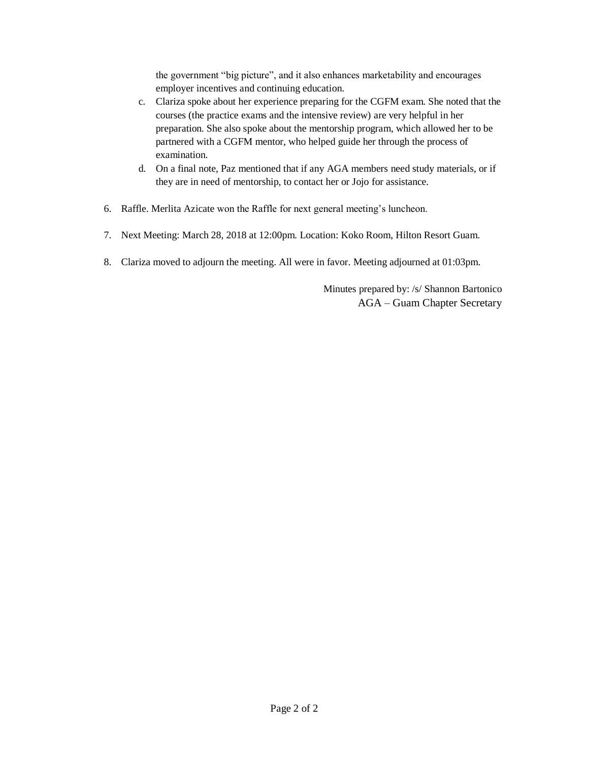the government "big picture", and it also enhances marketability and encourages employer incentives and continuing education.

c. Clariza spoke about her experience preparing for the CGFM exam. She noted that the courses (the practice exams and the intensive review) are very helpful in her preparation. She also spoke about the mentorship program, which allowed her to be partnered with a CGFM mentor, who helped guide her through the process of examination.
d. On a final note, Paz mentioned that if any AGA members need study materials, or if they are in need of mentorship, to contact her or Jojo for assistance.

6. Raffle. Merlita Azicate won the Raffle for next general meeting's luncheon.

7. Next Meeting: March 28, 2018 at 12:00pm. Location: Koko Room, Hilton Resort Guam.

8. Clariza moved to adjourn the meeting. All were in favor. Meeting adjourned at 01:03pm.

Minutes prepared by: /s/ Shannon Bartonico
AGA – Guam Chapter Secretary